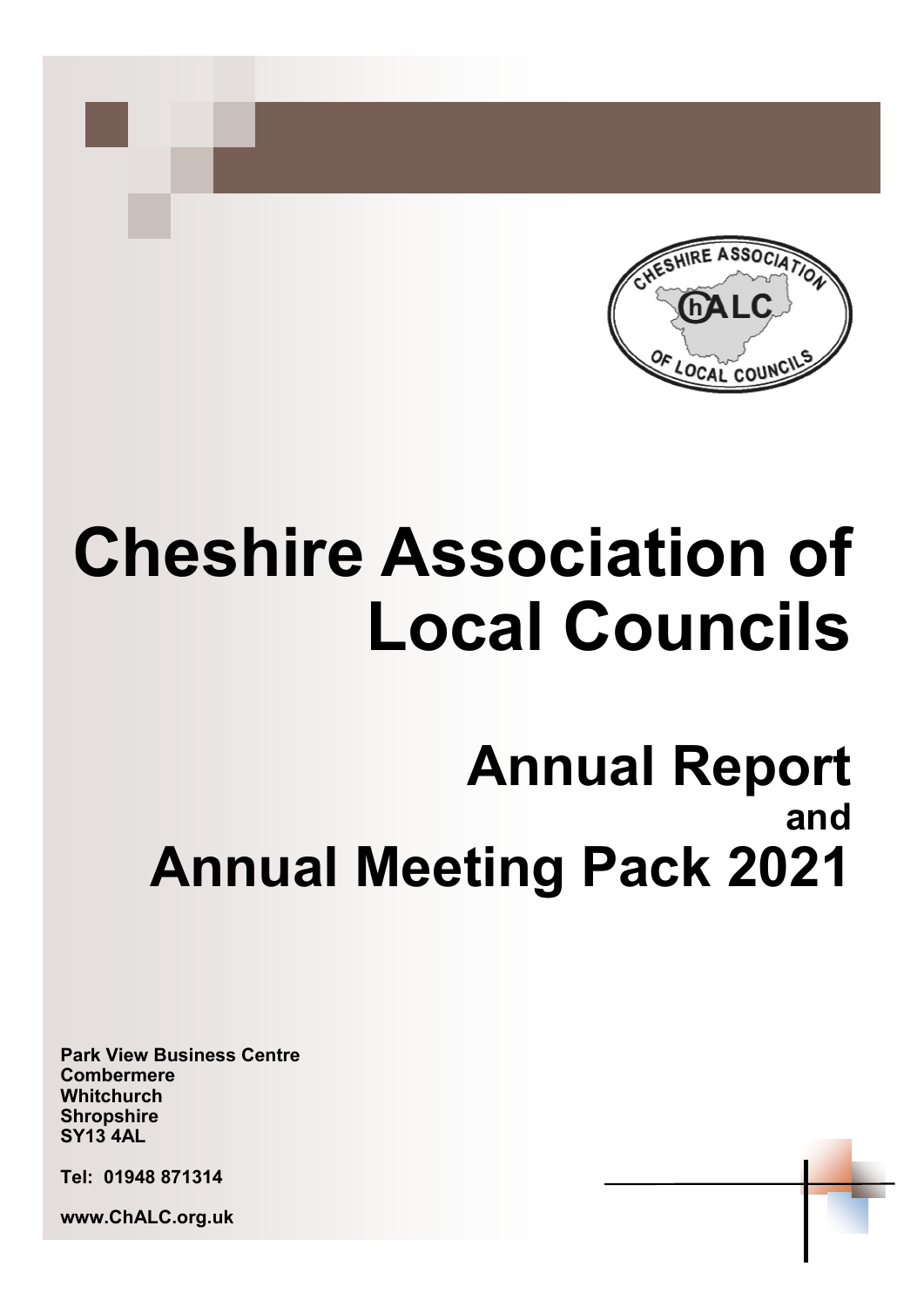# Cheshire Association of Local Councils

## Annual Report and Annual Meeting Pack 2021

**Park View Business Centre**
**Combermere**
**Whitchurch**
**Shropshire**
**SY13 4AL**

**Tel: 01948 871314**

**www.ChALC.org.uk**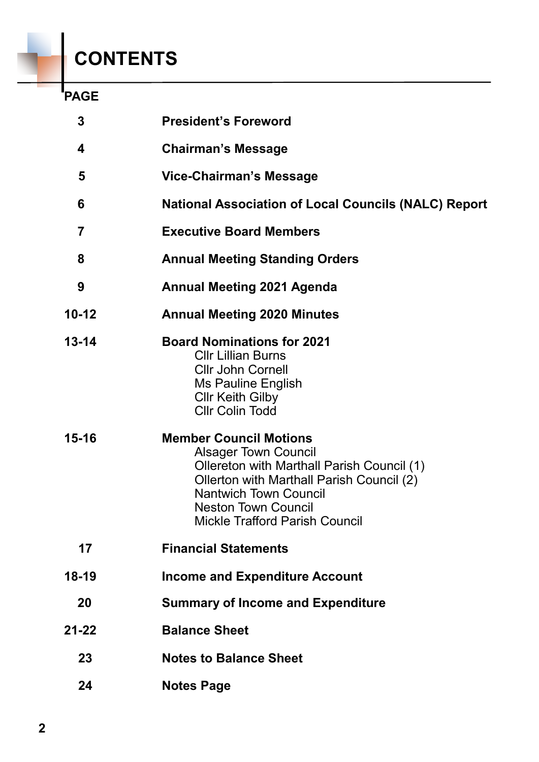# CONTENTS

| PAGE | |
|---|---|
| 3 | **President's Foreword** |
| 4 | **Chairman's Message** |
| 5 | **Vice-Chairman's Message** |
| 6 | **National Association of Local Councils (NALC) Report** |
| 7 | **Executive Board Members** |
| 8 | **Annual Meeting Standing Orders** |
| 9 | **Annual Meeting 2021 Agenda** |
| 10-12 | **Annual Meeting 2020 Minutes** |
| 13-14 | **Board Nominations for 2021**<br>Cllr Lillian Burns<br>Cllr John Cornell<br>Ms Pauline English<br>Cllr Keith Gilby<br>Cllr Colin Todd |
| 15-16 | **Member Council Motions**<br>Alsager Town Council<br>Ollereton with Marthall Parish Council (1)<br>Ollerton with Marthall Parish Council (2)<br>Nantwich Town Council<br>Neston Town Council<br>Mickle Trafford Parish Council |
| 17 | **Financial Statements** |
| 18-19 | **Income and Expenditure Account** |
| 20 | **Summary of Income and Expenditure** |
| 21-22 | **Balance Sheet** |
| 23 | **Notes to Balance Sheet** |
| 24 | **Notes Page** |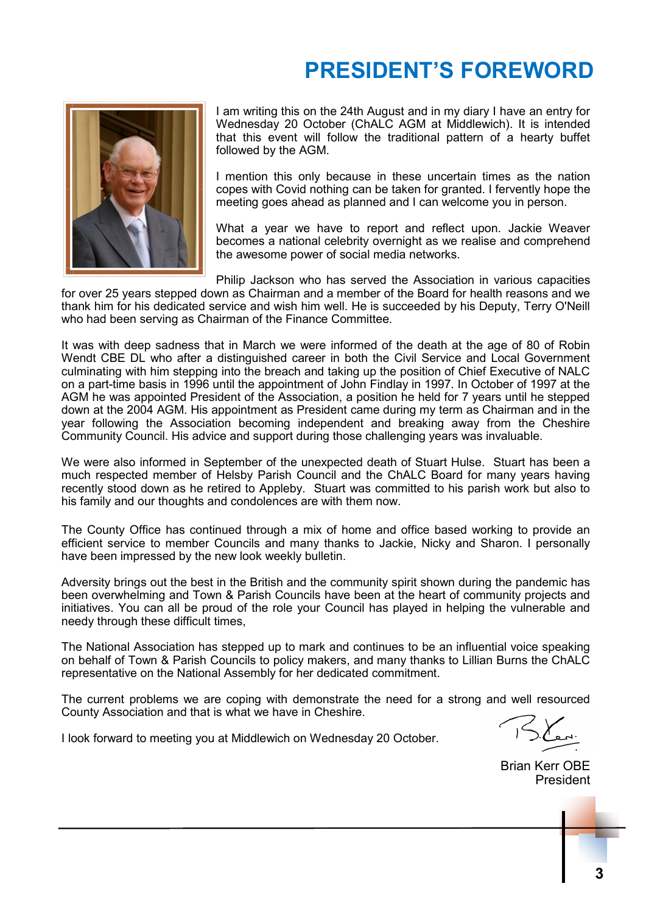# PRESIDENT'S FOREWORD

I am writing this on the 24th August and in my diary I have an entry for Wednesday 20 October (ChALC AGM at Middlewich). It is intended that this event will follow the traditional pattern of a hearty buffet followed by the AGM.

I mention this only because in these uncertain times as the nation copes with Covid nothing can be taken for granted. I fervently hope the meeting goes ahead as planned and I can welcome you in person.

What a year we have to report and reflect upon. Jackie Weaver becomes a national celebrity overnight as we realise and comprehend the awesome power of social media networks.

Philip Jackson who has served the Association in various capacities for over 25 years stepped down as Chairman and a member of the Board for health reasons and we thank him for his dedicated service and wish him well. He is succeeded by his Deputy, Terry O'Neill who had been serving as Chairman of the Finance Committee.

It was with deep sadness that in March we were informed of the death at the age of 80 of Robin Wendt CBE DL who after a distinguished career in both the Civil Service and Local Government culminating with him stepping into the breach and taking up the position of Chief Executive of NALC on a part-time basis in 1996 until the appointment of John Findlay in 1997. In October of 1997 at the AGM he was appointed President of the Association, a position he held for 7 years until he stepped down at the 2004 AGM. His appointment as President came during my term as Chairman and in the year following the Association becoming independent and breaking away from the Cheshire Community Council. His advice and support during those challenging years was invaluable.

We were also informed in September of the unexpected death of Stuart Hulse. Stuart has been a much respected member of Helsby Parish Council and the ChALC Board for many years having recently stood down as he retired to Appleby. Stuart was committed to his parish work but also to his family and our thoughts and condolences are with them now.

The County Office has continued through a mix of home and office based working to provide an efficient service to member Councils and many thanks to Jackie, Nicky and Sharon. I personally have been impressed by the new look weekly bulletin.

Adversity brings out the best in the British and the community spirit shown during the pandemic has been overwhelming and Town & Parish Councils have been at the heart of community projects and initiatives. You can all be proud of the role your Council has played in helping the vulnerable and needy through these difficult times,

The National Association has stepped up to mark and continues to be an influential voice speaking on behalf of Town & Parish Councils to policy makers, and many thanks to Lillian Burns the ChALC representative on the National Assembly for her dedicated commitment.

The current problems we are coping with demonstrate the need for a strong and well resourced County Association and that is what we have in Cheshire.

I look forward to meeting you at Middlewich on Wednesday 20 October.

Brian Kerr OBE  
President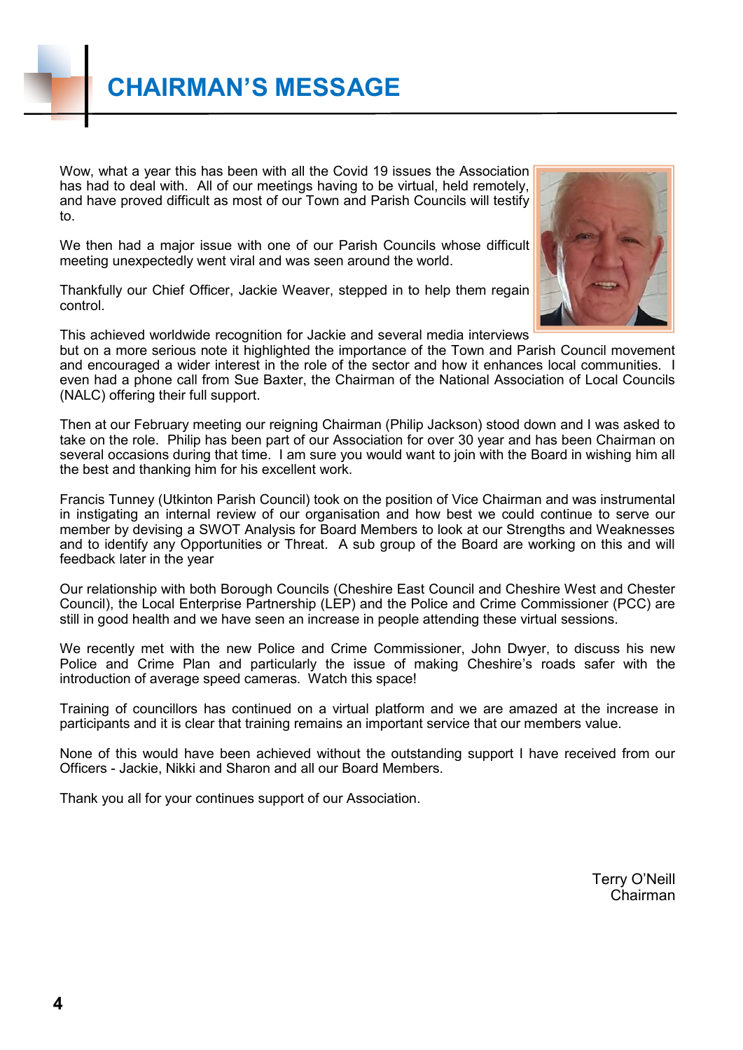# CHAIRMAN'S MESSAGE

Wow, what a year this has been with all the Covid 19 issues the Association has had to deal with. All of our meetings having to be virtual, held remotely, and have proved difficult as most of our Town and Parish Councils will testify to.

We then had a major issue with one of our Parish Councils whose difficult meeting unexpectedly went viral and was seen around the world.

Thankfully our Chief Officer, Jackie Weaver, stepped in to help them regain control.

This achieved worldwide recognition for Jackie and several media interviews but on a more serious note it highlighted the importance of the Town and Parish Council movement and encouraged a wider interest in the role of the sector and how it enhances local communities. I even had a phone call from Sue Baxter, the Chairman of the National Association of Local Councils (NALC) offering their full support.

Then at our February meeting our reigning Chairman (Philip Jackson) stood down and I was asked to take on the role. Philip has been part of our Association for over 30 year and has been Chairman on several occasions during that time. I am sure you would want to join with the Board in wishing him all the best and thanking him for his excellent work.

Francis Tunney (Utkinton Parish Council) took on the position of Vice Chairman and was instrumental in instigating an internal review of our organisation and how best we could continue to serve our member by devising a SWOT Analysis for Board Members to look at our Strengths and Weaknesses and to identify any Opportunities or Threat. A sub group of the Board are working on this and will feedback later in the year

Our relationship with both Borough Councils (Cheshire East Council and Cheshire West and Chester Council), the Local Enterprise Partnership (LEP) and the Police and Crime Commissioner (PCC) are still in good health and we have seen an increase in people attending these virtual sessions.

We recently met with the new Police and Crime Commissioner, John Dwyer, to discuss his new Police and Crime Plan and particularly the issue of making Cheshire's roads safer with the introduction of average speed cameras. Watch this space!

Training of councillors has continued on a virtual platform and we are amazed at the increase in participants and it is clear that training remains an important service that our members value.

None of this would have been achieved without the outstanding support I have received from our Officers - Jackie, Nikki and Sharon and all our Board Members.

Thank you all for your continues support of our Association.

Terry O'Neill
Chairman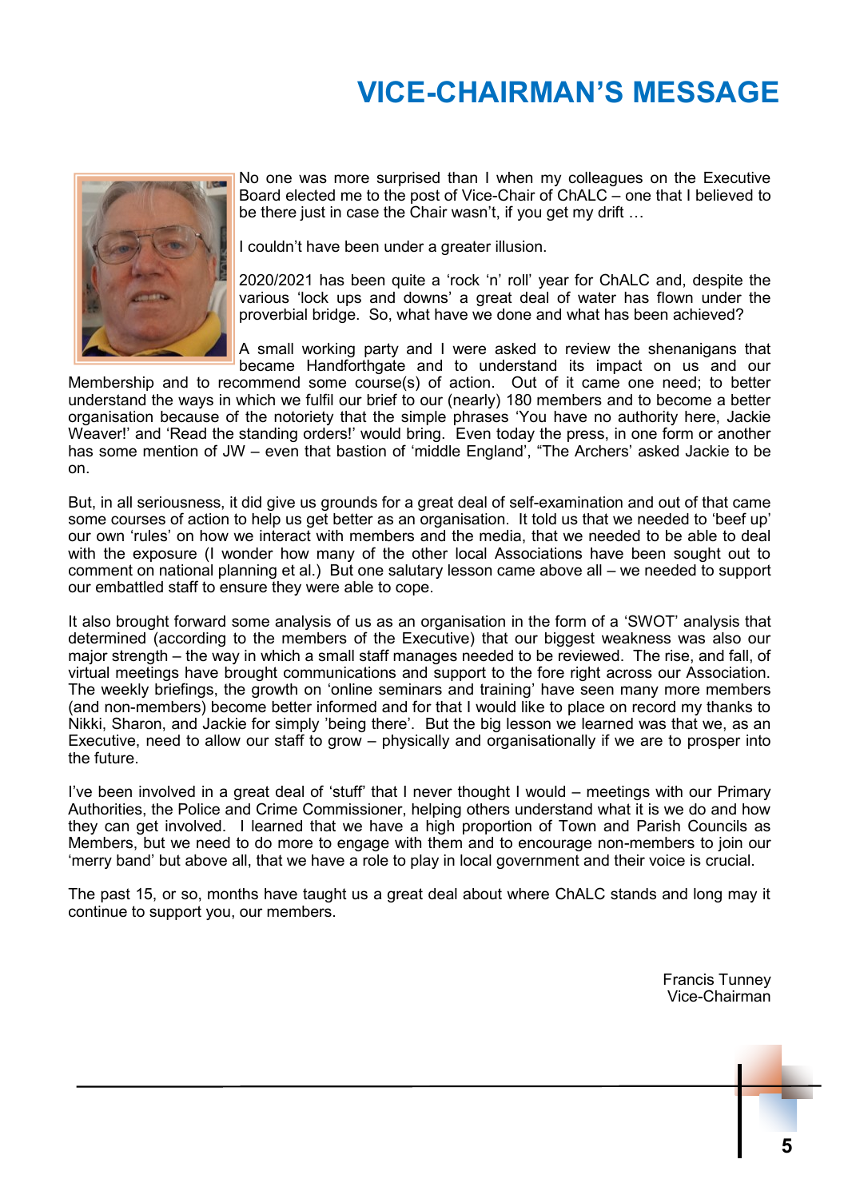# VICE-CHAIRMAN'S MESSAGE

No one was more surprised than I when my colleagues on the Executive Board elected me to the post of Vice-Chair of ChALC – one that I believed to be there just in case the Chair wasn't, if you get my drift …

I couldn't have been under a greater illusion.

2020/2021 has been quite a 'rock 'n' roll' year for ChALC and, despite the various 'lock ups and downs' a great deal of water has flown under the proverbial bridge. So, what have we done and what has been achieved?

A small working party and I were asked to review the shenanigans that became Handforthgate and to understand its impact on us and our Membership and to recommend some course(s) of action. Out of it came one need; to better understand the ways in which we fulfil our brief to our (nearly) 180 members and to become a better organisation because of the notoriety that the simple phrases 'You have no authority here, Jackie Weaver!' and 'Read the standing orders!' would bring. Even today the press, in one form or another has some mention of JW – even that bastion of 'middle England', "The Archers' asked Jackie to be on.

But, in all seriousness, it did give us grounds for a great deal of self-examination and out of that came some courses of action to help us get better as an organisation. It told us that we needed to 'beef up' our own 'rules' on how we interact with members and the media, that we needed to be able to deal with the exposure (I wonder how many of the other local Associations have been sought out to comment on national planning et al.) But one salutary lesson came above all – we needed to support our embattled staff to ensure they were able to cope.

It also brought forward some analysis of us as an organisation in the form of a 'SWOT' analysis that determined (according to the members of the Executive) that our biggest weakness was also our major strength – the way in which a small staff manages needed to be reviewed. The rise, and fall, of virtual meetings have brought communications and support to the fore right across our Association. The weekly briefings, the growth on 'online seminars and training' have seen many more members (and non-members) become better informed and for that I would like to place on record my thanks to Nikki, Sharon, and Jackie for simply 'being there'. But the big lesson we learned was that we, as an Executive, need to allow our staff to grow – physically and organisationally if we are to prosper into the future.

I've been involved in a great deal of 'stuff' that I never thought I would – meetings with our Primary Authorities, the Police and Crime Commissioner, helping others understand what it is we do and how they can get involved. I learned that we have a high proportion of Town and Parish Councils as Members, but we need to do more to engage with them and to encourage non-members to join our 'merry band' but above all, that we have a role to play in local government and their voice is crucial.

The past 15, or so, months have taught us a great deal about where ChALC stands and long may it continue to support you, our members.

Francis Tunney  
Vice-Chairman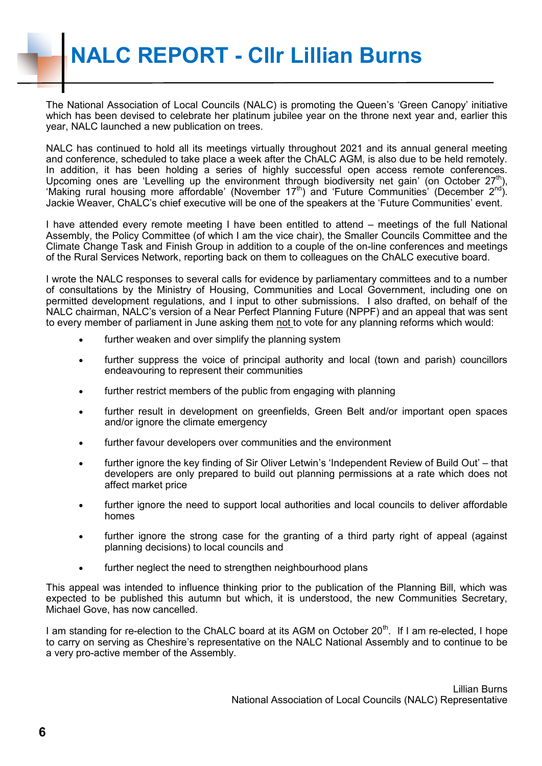# NALC REPORT - Cllr Lillian Burns

The National Association of Local Councils (NALC) is promoting the Queen's 'Green Canopy' initiative which has been devised to celebrate her platinum jubilee year on the throne next year and, earlier this year, NALC launched a new publication on trees.

NALC has continued to hold all its meetings virtually throughout 2021 and its annual general meeting and conference, scheduled to take place a week after the ChALC AGM, is also due to be held remotely. In addition, it has been holding a series of highly successful open access remote conferences. Upcoming ones are 'Levelling up the environment through biodiversity net gain' (on October 27th), 'Making rural housing more affordable' (November 17th) and 'Future Communities' (December 2nd). Jackie Weaver, ChALC's chief executive will be one of the speakers at the 'Future Communities' event.

I have attended every remote meeting I have been entitled to attend – meetings of the full National Assembly, the Policy Committee (of which I am the vice chair), the Smaller Councils Committee and the Climate Change Task and Finish Group in addition to a couple of the on-line conferences and meetings of the Rural Services Network, reporting back on them to colleagues on the ChALC executive board.

I wrote the NALC responses to several calls for evidence by parliamentary committees and to a number of consultations by the Ministry of Housing, Communities and Local Government, including one on permitted development regulations, and I input to other submissions. I also drafted, on behalf of the NALC chairman, NALC's version of a Near Perfect Planning Future (NPPF) and an appeal that was sent to every member of parliament in June asking them <u>not</u> to vote for any planning reforms which would:

- further weaken and over simplify the planning system
- further suppress the voice of principal authority and local (town and parish) councillors endeavouring to represent their communities
- further restrict members of the public from engaging with planning
- further result in development on greenfields, Green Belt and/or important open spaces and/or ignore the climate emergency
- further favour developers over communities and the environment
- further ignore the key finding of Sir Oliver Letwin's 'Independent Review of Build Out' – that developers are only prepared to build out planning permissions at a rate which does not affect market price
- further ignore the need to support local authorities and local councils to deliver affordable homes
- further ignore the strong case for the granting of a third party right of appeal (against planning decisions) to local councils and
- further neglect the need to strengthen neighbourhood plans

This appeal was intended to influence thinking prior to the publication of the Planning Bill, which was expected to be published this autumn but which, it is understood, the new Communities Secretary, Michael Gove, has now cancelled.

I am standing for re-election to the ChALC board at its AGM on October 20th. If I am re-elected, I hope to carry on serving as Cheshire's representative on the NALC National Assembly and to continue to be a very pro-active member of the Assembly.

Lillian Burns
National Association of Local Councils (NALC) Representative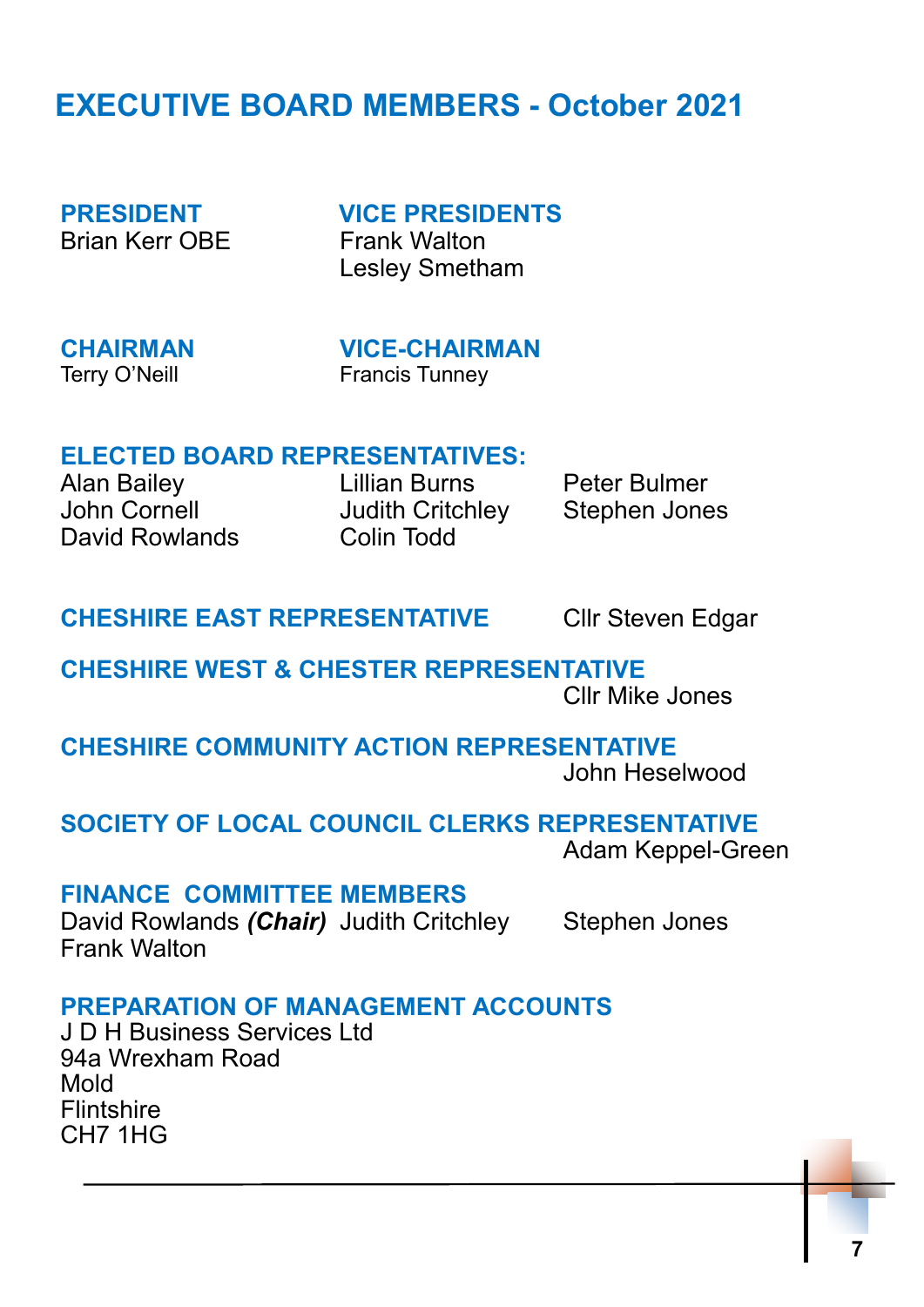# EXECUTIVE BOARD MEMBERS - October 2021

**PRESIDENT**
Brian Kerr OBE

**VICE PRESIDENTS**
Frank Walton
Lesley Smetham

**CHAIRMAN**
Terry O'Neill

**VICE-CHAIRMAN**
Francis Tunney

**ELECTED BOARD REPRESENTATIVES:**

Alan Bailey
John Cornell
David Rowlands
Lillian Burns
Judith Critchley
Colin Todd
Peter Bulmer
Stephen Jones

**CHESHIRE EAST REPRESENTATIVE**
Cllr Steven Edgar

**CHESHIRE WEST & CHESTER REPRESENTATIVE**
Cllr Mike Jones

**CHESHIRE COMMUNITY ACTION REPRESENTATIVE**
John Heselwood

**SOCIETY OF LOCAL COUNCIL CLERKS REPRESENTATIVE**
Adam Keppel-Green

**FINANCE COMMITTEE MEMBERS**

David Rowlands ***(Chair)***
Judith Critchley
Stephen Jones
Frank Walton

**PREPARATION OF MANAGEMENT ACCOUNTS**

J D H Business Services Ltd
94a Wrexham Road
Mold
Flintshire
CH7 1HG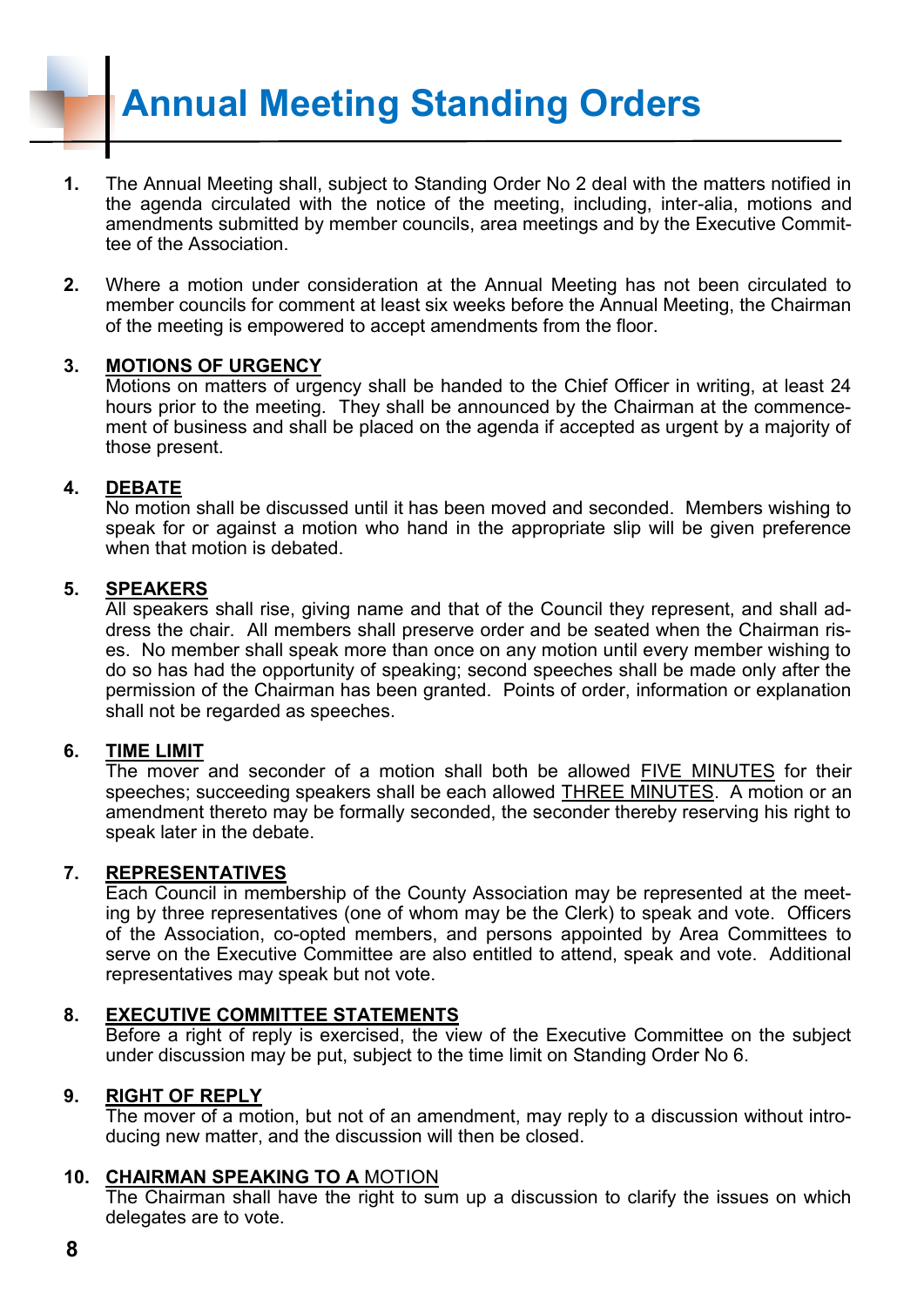# Annual Meeting Standing Orders

**1.** The Annual Meeting shall, subject to Standing Order No 2 deal with the matters notified in the agenda circulated with the notice of the meeting, including, inter-alia, motions and amendments submitted by member councils, area meetings and by the Executive Committee of the Association.

**2.** Where a motion under consideration at the Annual Meeting has not been circulated to member councils for comment at least six weeks before the Annual Meeting, the Chairman of the meeting is empowered to accept amendments from the floor.

**3. <u>MOTIONS OF URGENCY</u>**

Motions on matters of urgency shall be handed to the Chief Officer in writing, at least 24 hours prior to the meeting. They shall be announced by the Chairman at the commencement of business and shall be placed on the agenda if accepted as urgent by a majority of those present.

**4. <u>DEBATE</u>**

No motion shall be discussed until it has been moved and seconded. Members wishing to speak for or against a motion who hand in the appropriate slip will be given preference when that motion is debated.

**5. <u>SPEAKERS</u>**

All speakers shall rise, giving name and that of the Council they represent, and shall address the chair. All members shall preserve order and be seated when the Chairman rises. No member shall speak more than once on any motion until every member wishing to do so has had the opportunity of speaking; second speeches shall be made only after the permission of the Chairman has been granted. Points of order, information or explanation shall not be regarded as speeches.

**6. <u>TIME LIMIT</u>**

The mover and seconder of a motion shall both be allowed <u>FIVE MINUTES</u> for their speeches; succeeding speakers shall be each allowed <u>THREE MINUTES</u>. A motion or an amendment thereto may be formally seconded, the seconder thereby reserving his right to speak later in the debate.

**7. <u>REPRESENTATIVES</u>**

Each Council in membership of the County Association may be represented at the meeting by three representatives (one of whom may be the Clerk) to speak and vote. Officers of the Association, co-opted members, and persons appointed by Area Committees to serve on the Executive Committee are also entitled to attend, speak and vote. Additional representatives may speak but not vote.

**8. <u>EXECUTIVE COMMITTEE STATEMENTS</u>**

Before a right of reply is exercised, the view of the Executive Committee on the subject under discussion may be put, subject to the time limit on Standing Order No 6.

**9. <u>RIGHT OF REPLY</u>**

The mover of a motion, but not of an amendment, may reply to a discussion without introducing new matter, and the discussion will then be closed.

**10. <u>CHAIRMAN SPEAKING TO A</u>** <u>MOTION</u>

The Chairman shall have the right to sum up a discussion to clarify the issues on which delegates are to vote.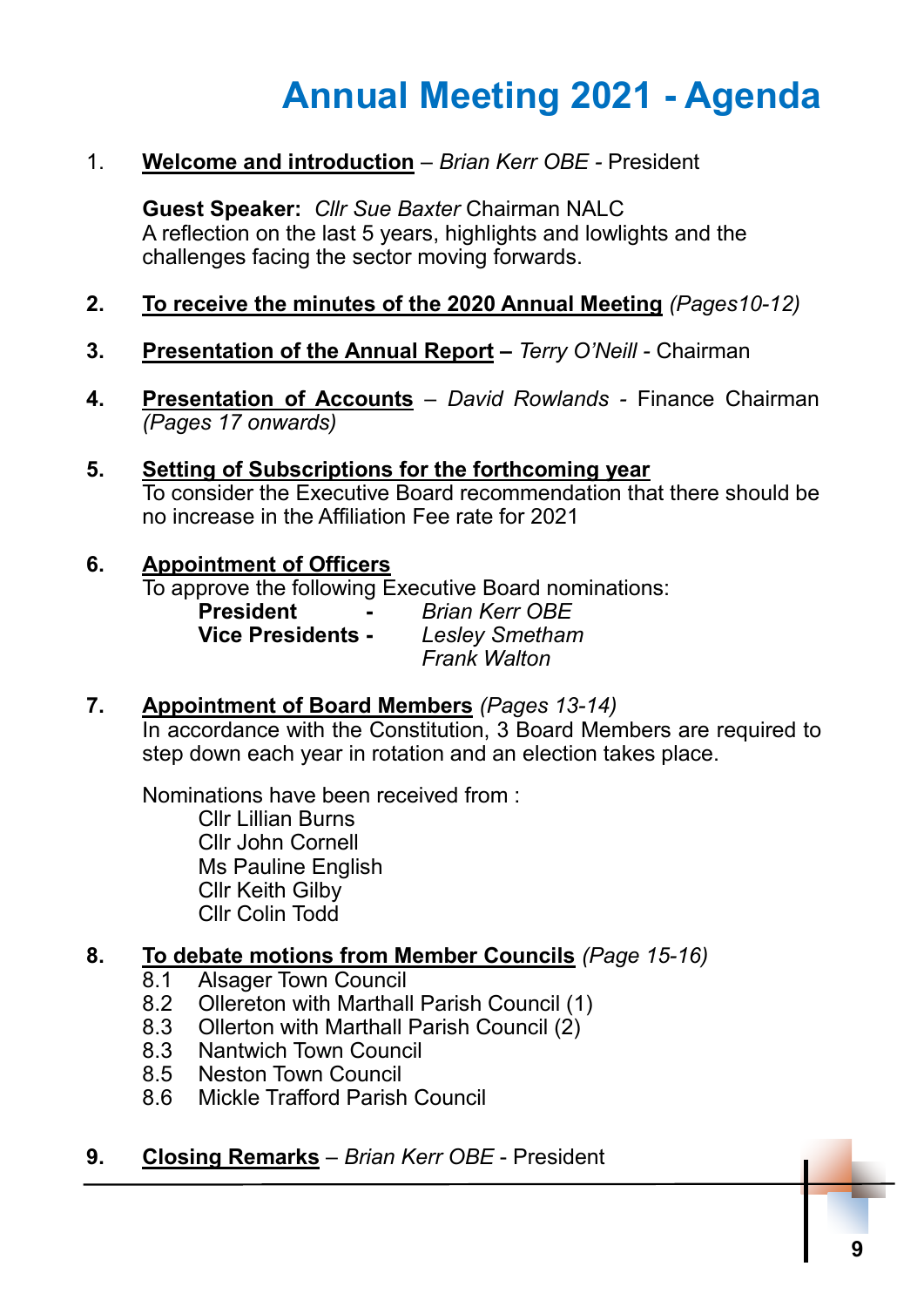# Annual Meeting 2021 - Agenda

1. **<u>Welcome and introduction</u>** – *Brian Kerr OBE* - President

   **Guest Speaker:** *Cllr Sue Baxter* Chairman NALC
   A reflection on the last 5 years, highlights and lowlights and the challenges facing the sector moving forwards.

2. **<u>To receive the minutes of the 2020 Annual Meeting</u>** *(Pages10-12)*

3. **<u>Presentation of the Annual Report</u> –** *Terry O'Neill* - Chairman

4. **<u>Presentation of Accounts</u>** – *David Rowlands* - Finance Chairman *(Pages 17 onwards)*

5. **<u>Setting of Subscriptions for the forthcoming year</u>**
   To consider the Executive Board recommendation that there should be no increase in the Affiliation Fee rate for 2021

6. **<u>Appointment of Officers</u>**
   To approve the following Executive Board nominations:
   **President -** *Brian Kerr OBE*
   **Vice Presidents -** *Lesley Smetham*
   *Frank Walton*

7. **<u>Appointment of Board Members</u>** *(Pages 13-14)*
   In accordance with the Constitution, 3 Board Members are required to step down each year in rotation and an election takes place.

   Nominations have been received from :
   Cllr Lillian Burns
   Cllr John Cornell
   Ms Pauline English
   Cllr Keith Gilby
   Cllr Colin Todd

8. **<u>To debate motions from Member Councils</u>** *(Page 15-16)*
   8.1 Alsager Town Council
   8.2 Ollereton with Marthall Parish Council (1)
   8.3 Ollerton with Marthall Parish Council (2)
   8.3 Nantwich Town Council
   8.5 Neston Town Council
   8.6 Mickle Trafford Parish Council

9. **<u>Closing Remarks</u>** – *Brian Kerr OBE* - President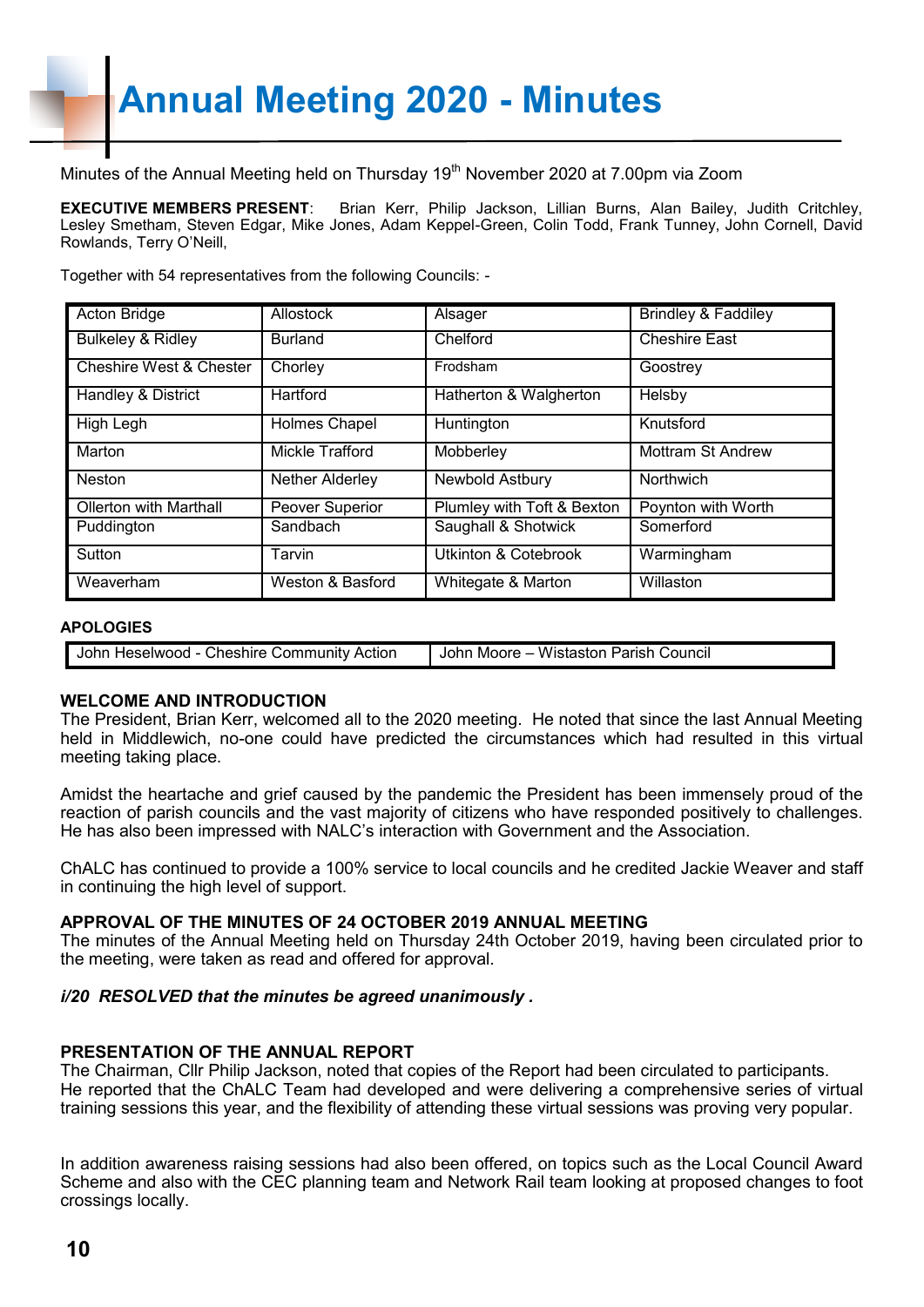# Annual Meeting 2020 - Minutes

Minutes of the Annual Meeting held on Thursday 19th November 2020 at 7.00pm via Zoom

**EXECUTIVE MEMBERS PRESENT**: Brian Kerr, Philip Jackson, Lillian Burns, Alan Bailey, Judith Critchley, Lesley Smetham, Steven Edgar, Mike Jones, Adam Keppel-Green, Colin Todd, Frank Tunney, John Cornell, David Rowlands, Terry O'Neill,

Together with 54 representatives from the following Councils: -

| | | | |
|---|---|---|---|
| Acton Bridge | Allostock | Alsager | Brindley & Faddiley |
| Bulkeley & Ridley | Burland | Chelford | Cheshire East |
| Cheshire West & Chester | Chorley | Frodsham | Goostrey |
| Handley & District | Hartford | Hatherton & Walgherton | Helsby |
| High Legh | Holmes Chapel | Huntington | Knutsford |
| Marton | Mickle Trafford | Mobberley | Mottram St Andrew |
| Neston | Nether Alderley | Newbold Astbury | Northwich |
| Ollerton with Marthall | Peover Superior | Plumley with Toft & Bexton | Poynton with Worth |
| Puddington | Sandbach | Saughall & Shotwick | Somerford |
| Sutton | Tarvin | Utkinton & Cotebrook | Warmingham |
| Weaverham | Weston & Basford | Whitegate & Marton | Willaston |

**APOLOGIES**

| | |
|---|---|
| John Heselwood - Cheshire Community Action | John Moore – Wistaston Parish Council |

**WELCOME AND INTRODUCTION**

The President, Brian Kerr, welcomed all to the 2020 meeting. He noted that since the last Annual Meeting held in Middlewich, no-one could have predicted the circumstances which had resulted in this virtual meeting taking place.

Amidst the heartache and grief caused by the pandemic the President has been immensely proud of the reaction of parish councils and the vast majority of citizens who have responded positively to challenges. He has also been impressed with NALC's interaction with Government and the Association.

ChALC has continued to provide a 100% service to local councils and he credited Jackie Weaver and staff in continuing the high level of support.

**APPROVAL OF THE MINUTES OF 24 OCTOBER 2019 ANNUAL MEETING**

The minutes of the Annual Meeting held on Thursday 24th October 2019, having been circulated prior to the meeting, were taken as read and offered for approval.

***i/20 RESOLVED that the minutes be agreed unanimously .***

**PRESENTATION OF THE ANNUAL REPORT**

The Chairman, Cllr Philip Jackson, noted that copies of the Report had been circulated to participants. He reported that the ChALC Team had developed and were delivering a comprehensive series of virtual training sessions this year, and the flexibility of attending these virtual sessions was proving very popular.

In addition awareness raising sessions had also been offered, on topics such as the Local Council Award Scheme and also with the CEC planning team and Network Rail team looking at proposed changes to foot crossings locally.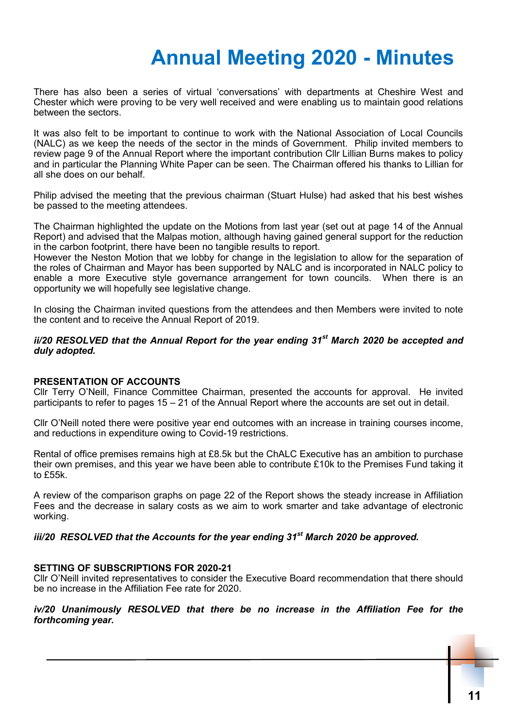# Annual Meeting 2020 - Minutes

There has also been a series of virtual 'conversations' with departments at Cheshire West and Chester which were proving to be very well received and were enabling us to maintain good relations between the sectors.

It was also felt to be important to continue to work with the National Association of Local Councils (NALC) as we keep the needs of the sector in the minds of Government. Philip invited members to review page 9 of the Annual Report where the important contribution Cllr Lillian Burns makes to policy and in particular the Planning White Paper can be seen. The Chairman offered his thanks to Lillian for all she does on our behalf.

Philip advised the meeting that the previous chairman (Stuart Hulse) had asked that his best wishes be passed to the meeting attendees.

The Chairman highlighted the update on the Motions from last year (set out at page 14 of the Annual Report) and advised that the Malpas motion, although having gained general support for the reduction in the carbon footprint, there have been no tangible results to report.
However the Neston Motion that we lobby for change in the legislation to allow for the separation of the roles of Chairman and Mayor has been supported by NALC and is incorporated in NALC policy to enable a more Executive style governance arrangement for town councils. When there is an opportunity we will hopefully see legislative change.

In closing the Chairman invited questions from the attendees and then Members were invited to note the content and to receive the Annual Report of 2019.

***ii/20 RESOLVED that the Annual Report for the year ending 31st March 2020 be accepted and duly adopted.***

**PRESENTATION OF ACCOUNTS**
Cllr Terry O'Neill, Finance Committee Chairman, presented the accounts for approval. He invited participants to refer to pages 15 – 21 of the Annual Report where the accounts are set out in detail.

Cllr O'Neill noted there were positive year end outcomes with an increase in training courses income, and reductions in expenditure owing to Covid-19 restrictions.

Rental of office premises remains high at £8.5k but the ChALC Executive has an ambition to purchase their own premises, and this year we have been able to contribute £10k to the Premises Fund taking it to £55k.

A review of the comparison graphs on page 22 of the Report shows the steady increase in Affiliation Fees and the decrease in salary costs as we aim to work smarter and take advantage of electronic working.

***iii/20 RESOLVED that the Accounts for the year ending 31st March 2020 be approved.***

**SETTING OF SUBSCRIPTIONS FOR 2020-21**
Cllr O'Neill invited representatives to consider the Executive Board recommendation that there should be no increase in the Affiliation Fee rate for 2020.

***iv/20 Unanimously RESOLVED that there be no increase in the Affiliation Fee for the forthcoming year.***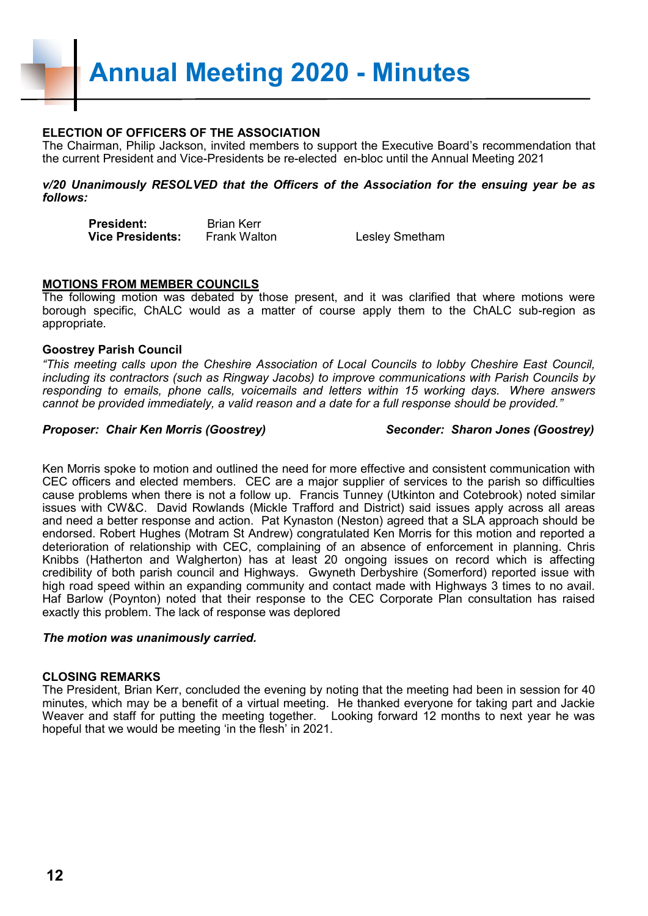# Annual Meeting 2020 - Minutes

**ELECTION OF OFFICERS OF THE ASSOCIATION**

The Chairman, Philip Jackson, invited members to support the Executive Board's recommendation that the current President and Vice-Presidents be re-elected en-bloc until the Annual Meeting 2021

***v/20 Unanimously RESOLVED that the Officers of the Association for the ensuing year be as follows:***

| | | |
|---|---|---|
| **President:** | Brian Kerr | |
| **Vice Presidents:** | Frank Walton | Lesley Smetham |

**MOTIONS FROM MEMBER COUNCILS**

The following motion was debated by those present, and it was clarified that where motions were borough specific, ChALC would as a matter of course apply them to the ChALC sub-region as appropriate.

**Goostrey Parish Council**

*"This meeting calls upon the Cheshire Association of Local Councils to lobby Cheshire East Council, including its contractors (such as Ringway Jacobs) to improve communications with Parish Councils by responding to emails, phone calls, voicemails and letters within 15 working days. Where answers cannot be provided immediately, a valid reason and a date for a full response should be provided."*

***Proposer: Chair Ken Morris (Goostrey)*** ***Seconder: Sharon Jones (Goostrey)***

Ken Morris spoke to motion and outlined the need for more effective and consistent communication with CEC officers and elected members. CEC are a major supplier of services to the parish so difficulties cause problems when there is not a follow up. Francis Tunney (Utkinton and Cotebrook) noted similar issues with CW&C. David Rowlands (Mickle Trafford and District) said issues apply across all areas and need a better response and action. Pat Kynaston (Neston) agreed that a SLA approach should be endorsed. Robert Hughes (Motram St Andrew) congratulated Ken Morris for this motion and reported a deterioration of relationship with CEC, complaining of an absence of enforcement in planning. Chris Knibbs (Hatherton and Walgherton) has at least 20 ongoing issues on record which is affecting credibility of both parish council and Highways. Gwyneth Derbyshire (Somerford) reported issue with high road speed within an expanding community and contact made with Highways 3 times to no avail. Haf Barlow (Poynton) noted that their response to the CEC Corporate Plan consultation has raised exactly this problem. The lack of response was deplored

***The motion was unanimously carried.***

**CLOSING REMARKS**

The President, Brian Kerr, concluded the evening by noting that the meeting had been in session for 40 minutes, which may be a benefit of a virtual meeting. He thanked everyone for taking part and Jackie Weaver and staff for putting the meeting together. Looking forward 12 months to next year he was hopeful that we would be meeting 'in the flesh' in 2021.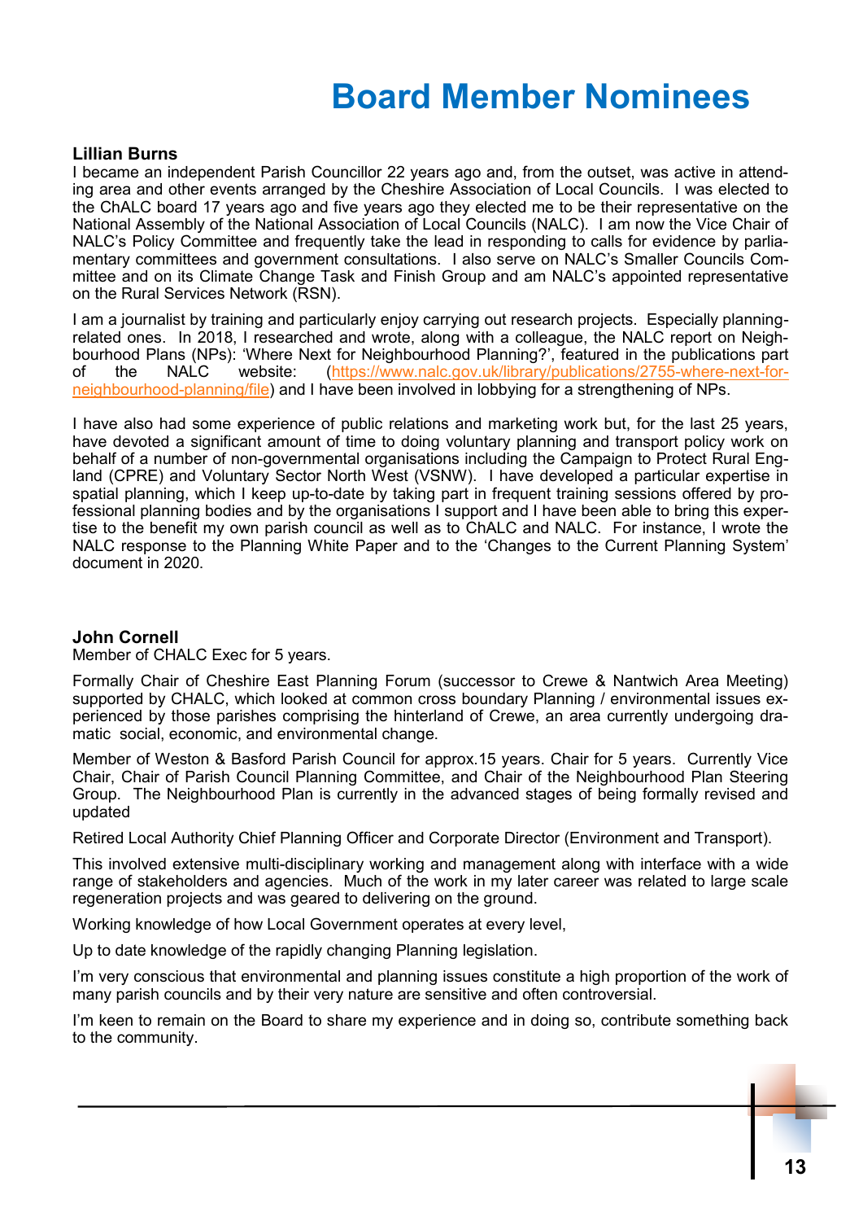# Board Member Nominees

**Lillian Burns**

I became an independent Parish Councillor 22 years ago and, from the outset, was active in attending area and other events arranged by the Cheshire Association of Local Councils. I was elected to the ChALC board 17 years ago and five years ago they elected me to be their representative on the National Assembly of the National Association of Local Councils (NALC). I am now the Vice Chair of NALC's Policy Committee and frequently take the lead in responding to calls for evidence by parliamentary committees and government consultations. I also serve on NALC's Smaller Councils Committee and on its Climate Change Task and Finish Group and am NALC's appointed representative on the Rural Services Network (RSN).

I am a journalist by training and particularly enjoy carrying out research projects. Especially planning-related ones. In 2018, I researched and wrote, along with a colleague, the NALC report on Neighbourhood Plans (NPs): 'Where Next for Neighbourhood Planning?', featured in the publications part of the NALC website: (https://www.nalc.gov.uk/library/publications/2755-where-next-for-neighbourhood-planning/file) and I have been involved in lobbying for a strengthening of NPs.

I have also had some experience of public relations and marketing work but, for the last 25 years, have devoted a significant amount of time to doing voluntary planning and transport policy work on behalf of a number of non-governmental organisations including the Campaign to Protect Rural England (CPRE) and Voluntary Sector North West (VSNW). I have developed a particular expertise in spatial planning, which I keep up-to-date by taking part in frequent training sessions offered by professional planning bodies and by the organisations I support and I have been able to bring this expertise to the benefit my own parish council as well as to ChALC and NALC. For instance, I wrote the NALC response to the Planning White Paper and to the 'Changes to the Current Planning System' document in 2020.

**John Cornell**

Member of CHALC Exec for 5 years.

Formally Chair of Cheshire East Planning Forum (successor to Crewe & Nantwich Area Meeting) supported by CHALC, which looked at common cross boundary Planning / environmental issues experienced by those parishes comprising the hinterland of Crewe, an area currently undergoing dramatic social, economic, and environmental change.

Member of Weston & Basford Parish Council for approx.15 years. Chair for 5 years. Currently Vice Chair, Chair of Parish Council Planning Committee, and Chair of the Neighbourhood Plan Steering Group. The Neighbourhood Plan is currently in the advanced stages of being formally revised and updated

Retired Local Authority Chief Planning Officer and Corporate Director (Environment and Transport).

This involved extensive multi-disciplinary working and management along with interface with a wide range of stakeholders and agencies. Much of the work in my later career was related to large scale regeneration projects and was geared to delivering on the ground.

Working knowledge of how Local Government operates at every level,

Up to date knowledge of the rapidly changing Planning legislation.

I'm very conscious that environmental and planning issues constitute a high proportion of the work of many parish councils and by their very nature are sensitive and often controversial.

I'm keen to remain on the Board to share my experience and in doing so, contribute something back to the community.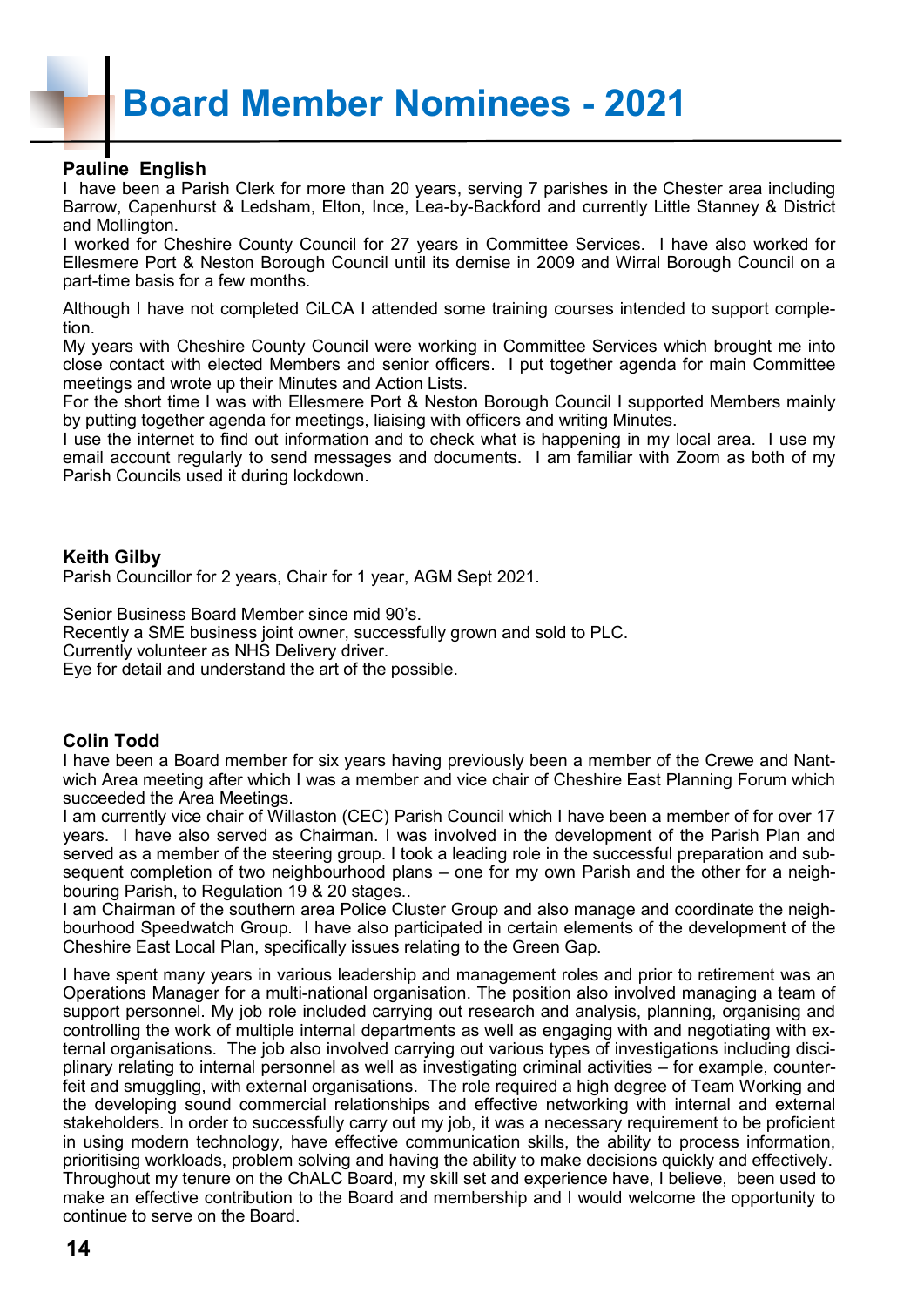# Board Member Nominees - 2021

### Pauline English

I have been a Parish Clerk for more than 20 years, serving 7 parishes in the Chester area including Barrow, Capenhurst & Ledsham, Elton, Ince, Lea-by-Backford and currently Little Stanney & District and Mollington.

I worked for Cheshire County Council for 27 years in Committee Services. I have also worked for Ellesmere Port & Neston Borough Council until its demise in 2009 and Wirral Borough Council on a part-time basis for a few months.

Although I have not completed CiLCA I attended some training courses intended to support completion.

My years with Cheshire County Council were working in Committee Services which brought me into close contact with elected Members and senior officers. I put together agenda for main Committee meetings and wrote up their Minutes and Action Lists.

For the short time I was with Ellesmere Port & Neston Borough Council I supported Members mainly by putting together agenda for meetings, liaising with officers and writing Minutes.

I use the internet to find out information and to check what is happening in my local area. I use my email account regularly to send messages and documents. I am familiar with Zoom as both of my Parish Councils used it during lockdown.

### Keith Gilby

Parish Councillor for 2 years, Chair for 1 year, AGM Sept 2021.

Senior Business Board Member since mid 90's.

Recently a SME business joint owner, successfully grown and sold to PLC.

Currently volunteer as NHS Delivery driver.

Eye for detail and understand the art of the possible.

### Colin Todd

I have been a Board member for six years having previously been a member of the Crewe and Nantwich Area meeting after which I was a member and vice chair of Cheshire East Planning Forum which succeeded the Area Meetings.

I am currently vice chair of Willaston (CEC) Parish Council which I have been a member of for over 17 years. I have also served as Chairman. I was involved in the development of the Parish Plan and served as a member of the steering group. I took a leading role in the successful preparation and subsequent completion of two neighbourhood plans – one for my own Parish and the other for a neighbouring Parish, to Regulation 19 & 20 stages..

I am Chairman of the southern area Police Cluster Group and also manage and coordinate the neighbourhood Speedwatch Group. I have also participated in certain elements of the development of the Cheshire East Local Plan, specifically issues relating to the Green Gap.

I have spent many years in various leadership and management roles and prior to retirement was an Operations Manager for a multi-national organisation. The position also involved managing a team of support personnel. My job role included carrying out research and analysis, planning, organising and controlling the work of multiple internal departments as well as engaging with and negotiating with external organisations. The job also involved carrying out various types of investigations including disciplinary relating to internal personnel as well as investigating criminal activities – for example, counterfeit and smuggling, with external organisations. The role required a high degree of Team Working and the developing sound commercial relationships and effective networking with internal and external stakeholders. In order to successfully carry out my job, it was a necessary requirement to be proficient in using modern technology, have effective communication skills, the ability to process information, prioritising workloads, problem solving and having the ability to make decisions quickly and effectively. Throughout my tenure on the ChALC Board, my skill set and experience have, I believe, been used to make an effective contribution to the Board and membership and I would welcome the opportunity to continue to serve on the Board.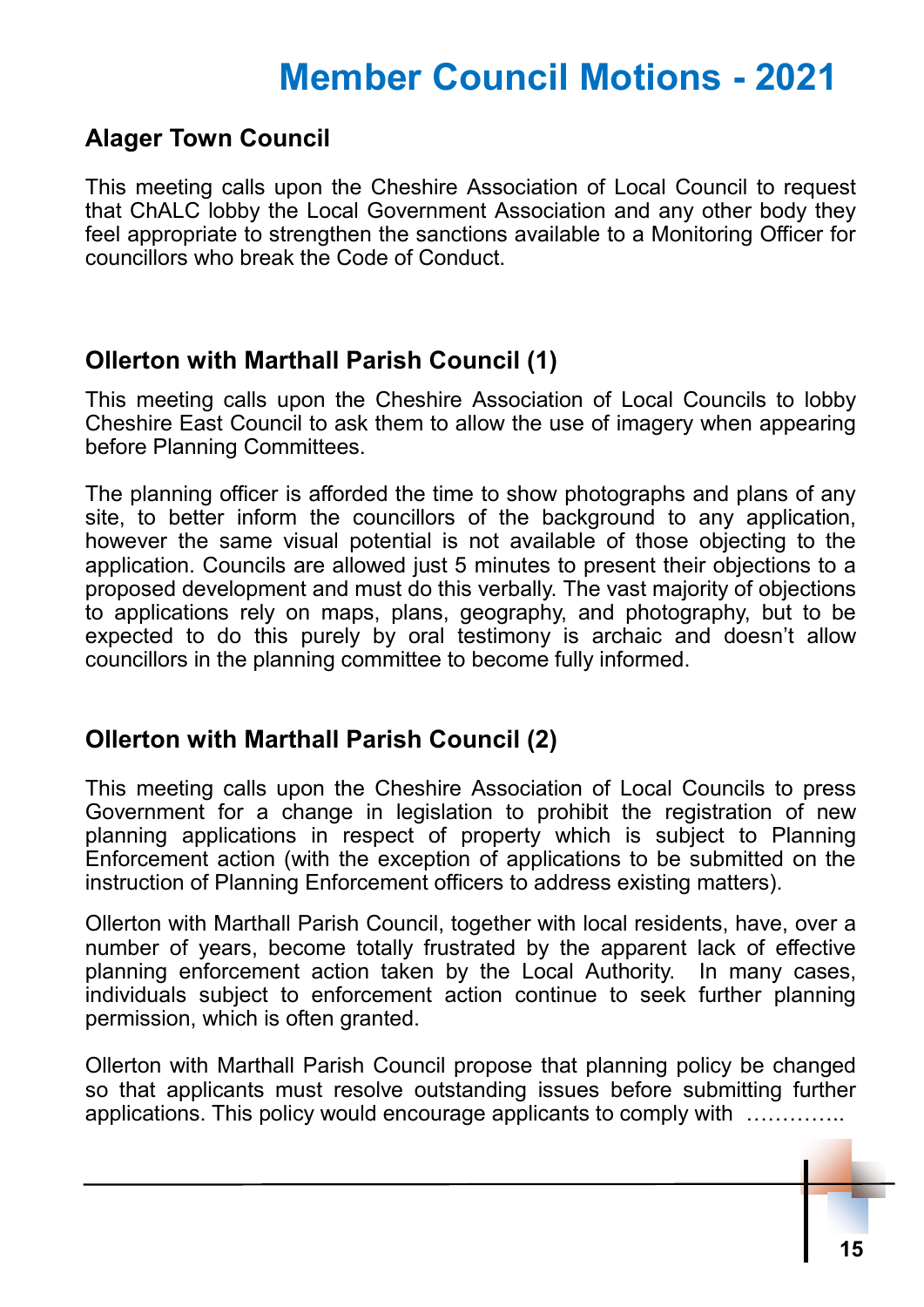# Member Council Motions - 2021

## Alager Town Council

This meeting calls upon the Cheshire Association of Local Council to request that ChALC lobby the Local Government Association and any other body they feel appropriate to strengthen the sanctions available to a Monitoring Officer for councillors who break the Code of Conduct.

## Ollerton with Marthall Parish Council (1)

This meeting calls upon the Cheshire Association of Local Councils to lobby Cheshire East Council to ask them to allow the use of imagery when appearing before Planning Committees.

The planning officer is afforded the time to show photographs and plans of any site, to better inform the councillors of the background to any application, however the same visual potential is not available of those objecting to the application. Councils are allowed just 5 minutes to present their objections to a proposed development and must do this verbally. The vast majority of objections to applications rely on maps, plans, geography, and photography, but to be expected to do this purely by oral testimony is archaic and doesn't allow councillors in the planning committee to become fully informed.

## Ollerton with Marthall Parish Council (2)

This meeting calls upon the Cheshire Association of Local Councils to press Government for a change in legislation to prohibit the registration of new planning applications in respect of property which is subject to Planning Enforcement action (with the exception of applications to be submitted on the instruction of Planning Enforcement officers to address existing matters).

Ollerton with Marthall Parish Council, together with local residents, have, over a number of years, become totally frustrated by the apparent lack of effective planning enforcement action taken by the Local Authority. In many cases, individuals subject to enforcement action continue to seek further planning permission, which is often granted.

Ollerton with Marthall Parish Council propose that planning policy be changed so that applicants must resolve outstanding issues before submitting further applications. This policy would encourage applicants to comply with …………..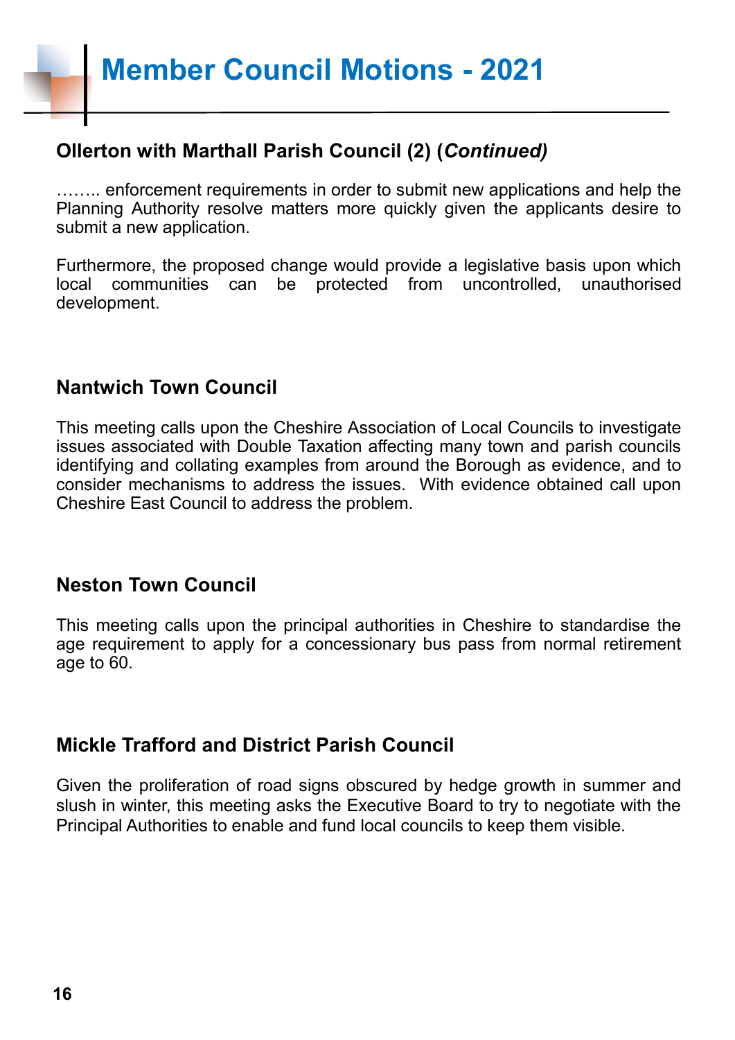# Member Council Motions - 2021

## Ollerton with Marthall Parish Council (2) (*Continued)*

…….. enforcement requirements in order to submit new applications and help the Planning Authority resolve matters more quickly given the applicants desire to submit a new application.

Furthermore, the proposed change would provide a legislative basis upon which local communities can be protected from uncontrolled, unauthorised development.

## Nantwich Town Council

This meeting calls upon the Cheshire Association of Local Councils to investigate issues associated with Double Taxation affecting many town and parish councils identifying and collating examples from around the Borough as evidence, and to consider mechanisms to address the issues. With evidence obtained call upon Cheshire East Council to address the problem.

## Neston Town Council

This meeting calls upon the principal authorities in Cheshire to standardise the age requirement to apply for a concessionary bus pass from normal retirement age to 60.

## Mickle Trafford and District Parish Council

Given the proliferation of road signs obscured by hedge growth in summer and slush in winter, this meeting asks the Executive Board to try to negotiate with the Principal Authorities to enable and fund local councils to keep them visible.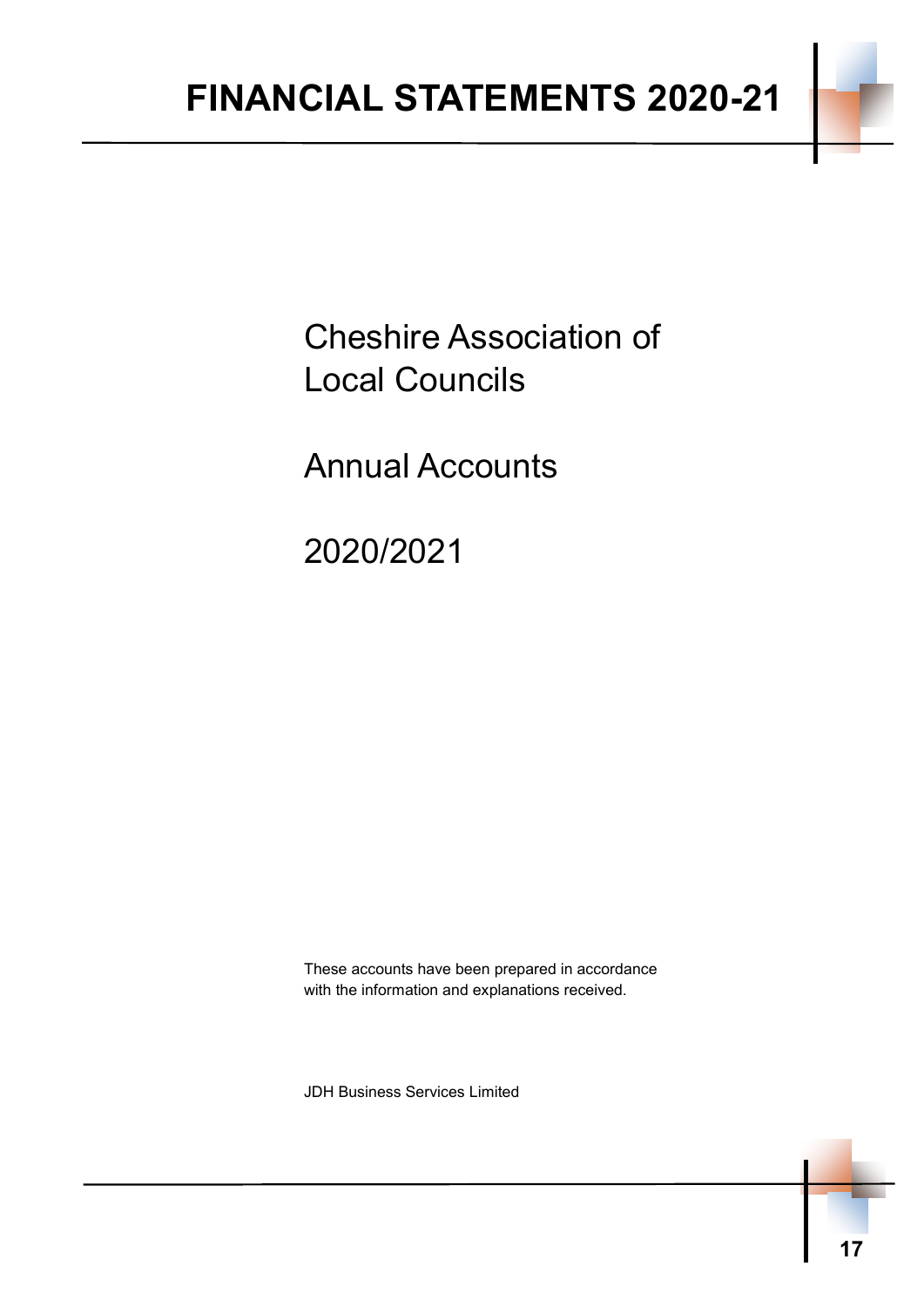# Cheshire Association of Local Councils

## Annual Accounts

## 2020/2021

These accounts have been prepared in accordance with the information and explanations received.

JDH Business Services Limited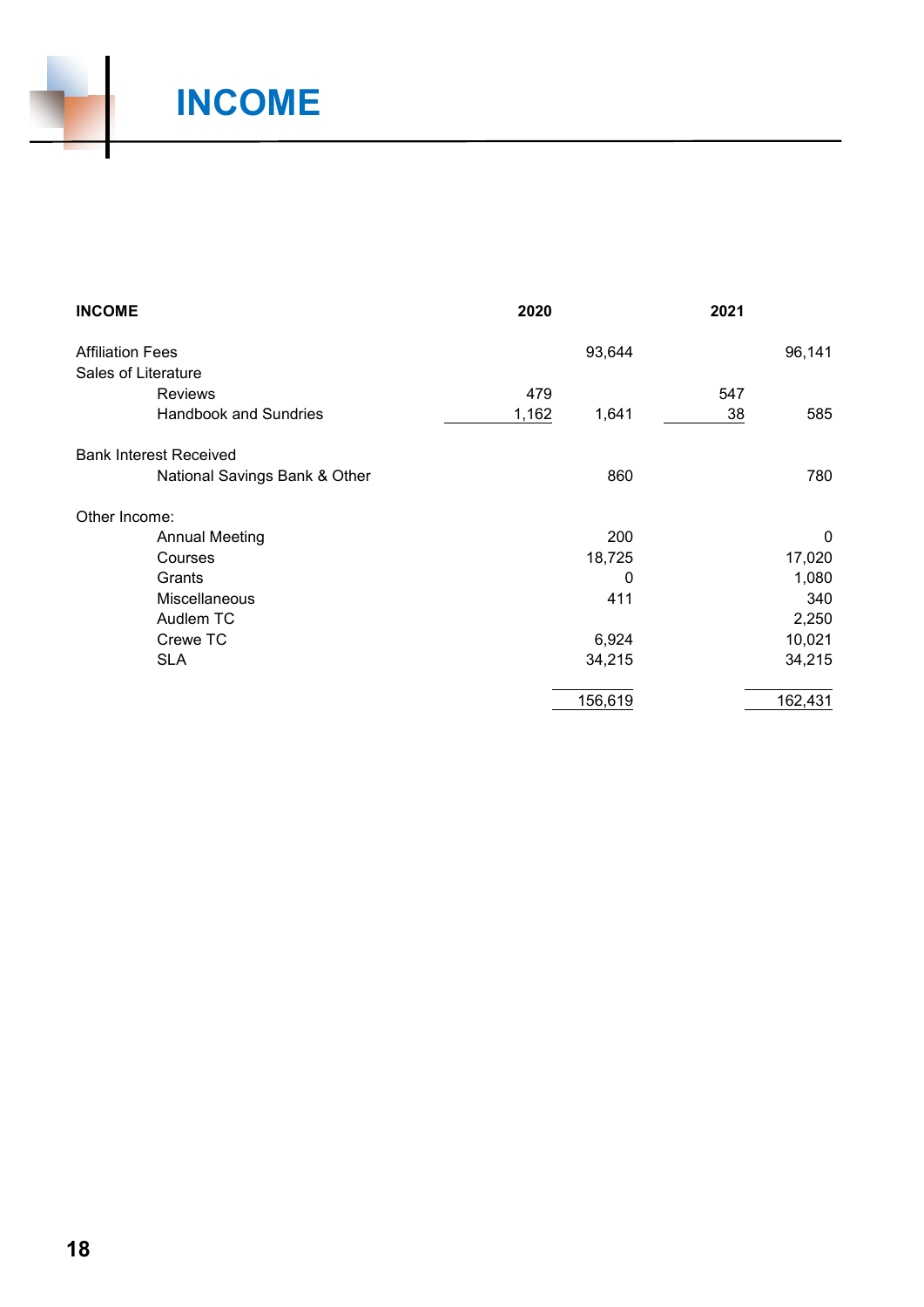# INCOME

| INCOME | 2020 | | 2021 | |
|---|---|---|---|---|
| Affiliation Fees | | 93,644 | | 96,141 |
| Sales of Literature | | | | |
| Reviews | 479 | | 547 | |
| Handbook and Sundries | 1,162 | 1,641 | 38 | 585 |
| Bank Interest Received | | | | |
| National Savings Bank & Other | | 860 | | 780 |
| Other Income: | | | | |
| Annual Meeting | | 200 | | 0 |
| Courses | | 18,725 | | 17,020 |
| Grants | | 0 | | 1,080 |
| Miscellaneous | | 411 | | 340 |
| Audlem TC | | | | 2,250 |
| Crewe TC | | 6,924 | | 10,021 |
| SLA | | 34,215 | | 34,215 |
| | | 156,619 | | 162,431 |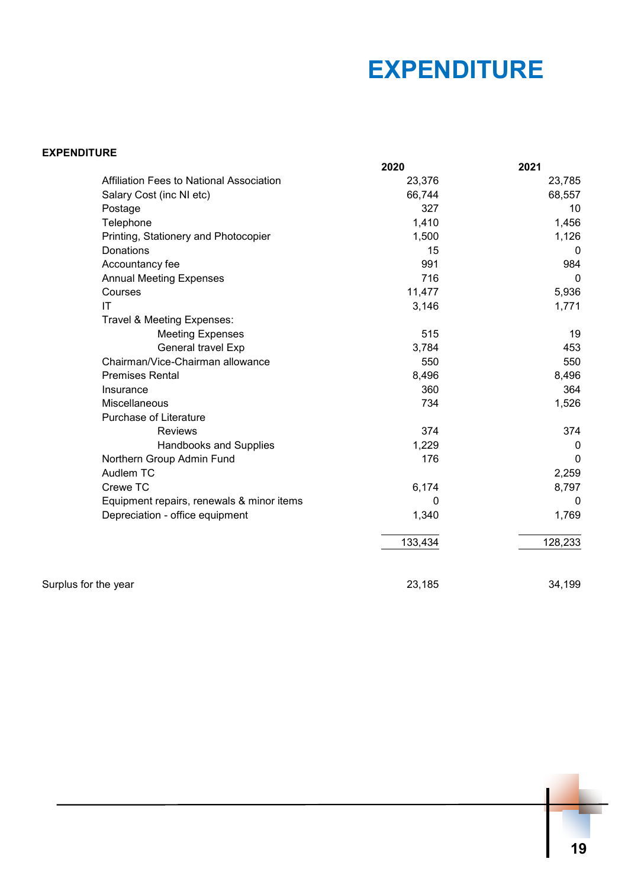# EXPENDITURE

**EXPENDITURE**

| | 2020 | 2021 |
|---|---|---|
| Affiliation Fees to National Association | 23,376 | 23,785 |
| Salary Cost (inc NI etc) | 66,744 | 68,557 |
| Postage | 327 | 10 |
| Telephone | 1,410 | 1,456 |
| Printing, Stationery and Photocopier | 1,500 | 1,126 |
| Donations | 15 | 0 |
| Accountancy fee | 991 | 984 |
| Annual Meeting Expenses | 716 | 0 |
| Courses | 11,477 | 5,936 |
| IT | 3,146 | 1,771 |
| Travel & Meeting Expenses: | | |
| Meeting Expenses | 515 | 19 |
| General travel Exp | 3,784 | 453 |
| Chairman/Vice-Chairman allowance | 550 | 550 |
| Premises Rental | 8,496 | 8,496 |
| Insurance | 360 | 364 |
| Miscellaneous | 734 | 1,526 |
| Purchase of Literature | | |
| Reviews | 374 | 374 |
| Handbooks and Supplies | 1,229 | 0 |
| Northern Group Admin Fund | 176 | 0 |
| Audlem TC | | 2,259 |
| Crewe TC | 6,174 | 8,797 |
| Equipment repairs, renewals & minor items | 0 | 0 |
| Depreciation - office equipment | 1,340 | 1,769 |
| | 133,434 | 128,233 |
| Surplus for the year | 23,185 | 34,199 |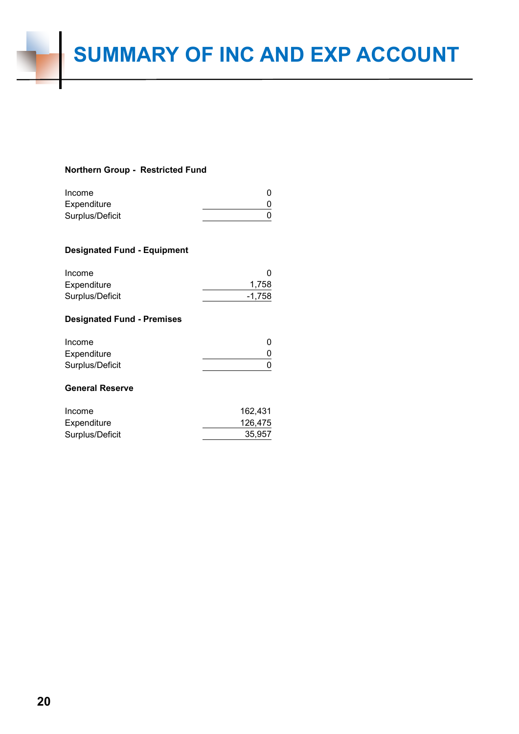# SUMMARY OF INC AND EXP ACCOUNT

**Northern Group - Restricted Fund**

| | |
|---|---:|
| Income | 0 |
| Expenditure | 0 |
| Surplus/Deficit | 0 |

**Designated Fund - Equipment**

| | |
|---|---:|
| Income | 0 |
| Expenditure | 1,758 |
| Surplus/Deficit | -1,758 |

**Designated Fund - Premises**

| | |
|---|---:|
| Income | 0 |
| Expenditure | 0 |
| Surplus/Deficit | 0 |

**General Reserve**

| | |
|---|---:|
| Income | 162,431 |
| Expenditure | 126,475 |
| Surplus/Deficit | 35,957 |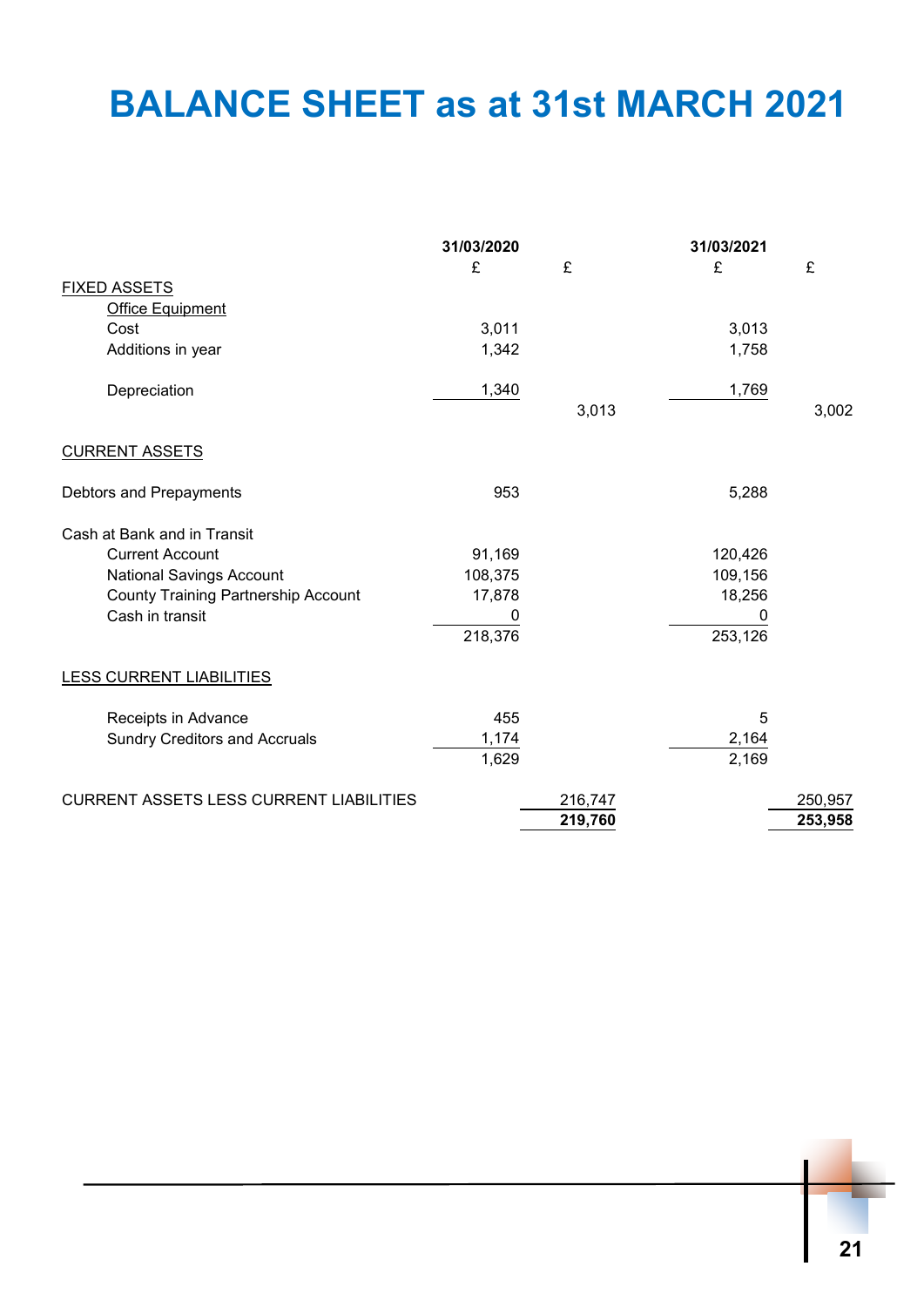# BALANCE SHEET as at 31st MARCH 2021

| | 31/03/2020 | | 31/03/2021 | |
|---|---|---|---|---|
| | £ | £ | £ | £ |
| FIXED ASSETS | | | | |
| Office Equipment | | | | |
| Cost | 3,011 | | 3,013 | |
| Additions in year | 1,342 | | 1,758 | |
| Depreciation | 1,340 | | 1,769 | |
| | | 3,013 | | 3,002 |
| CURRENT ASSETS | | | | |
| Debtors and Prepayments | 953 | | 5,288 | |
| Cash at Bank and in Transit | | | | |
| Current Account | 91,169 | | 120,426 | |
| National Savings Account | 108,375 | | 109,156 | |
| County Training Partnership Account | 17,878 | | 18,256 | |
| Cash in transit | 0 | | 0 | |
| | 218,376 | | 253,126 | |
| LESS CURRENT LIABILITIES | | | | |
| Receipts in Advance | 455 | | 5 | |
| Sundry Creditors and Accruals | 1,174 | | 2,164 | |
| | 1,629 | | 2,169 | |
| CURRENT ASSETS LESS CURRENT LIABILITIES | | 216,747 | | 250,957 |
| | | **219,760** | | **253,958** |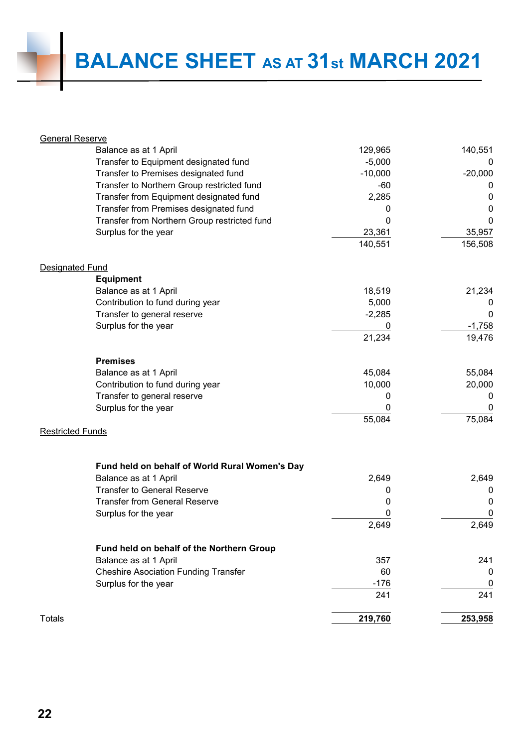# BALANCE SHEET AS AT 31st MARCH 2021

| | | |
|---|---:|---:|
| **General Reserve** | | |
| Balance as at 1 April | 129,965 | 140,551 |
| Transfer to Equipment designated fund | -5,000 | 0 |
| Transfer to Premises designated fund | -10,000 | -20,000 |
| Transfer to Northern Group restricted fund | -60 | 0 |
| Transfer from Equipment designated fund | 2,285 | 0 |
| Transfer from Premises designated fund | 0 | 0 |
| Transfer from Northern Group restricted fund | 0 | 0 |
| Surplus for the year | 23,361 | 35,957 |
| | 140,551 | 156,508 |
| **Designated Fund** | | |
| **Equipment** | | |
| Balance as at 1 April | 18,519 | 21,234 |
| Contribution to fund during year | 5,000 | 0 |
| Transfer to general reserve | -2,285 | 0 |
| Surplus for the year | 0 | -1,758 |
| | 21,234 | 19,476 |
| **Premises** | | |
| Balance as at 1 April | 45,084 | 55,084 |
| Contribution to fund during year | 10,000 | 20,000 |
| Transfer to general reserve | 0 | 0 |
| Surplus for the year | 0 | 0 |
| | 55,084 | 75,084 |
| **Restricted Funds** | | |
| **Fund held on behalf of World Rural Women's Day** | | |
| Balance as at 1 April | 2,649 | 2,649 |
| Transfer to General Reserve | 0 | 0 |
| Transfer from General Reserve | 0 | 0 |
| Surplus for the year | 0 | 0 |
| | 2,649 | 2,649 |
| **Fund held on behalf of the Northern Group** | | |
| Balance as at 1 April | 357 | 241 |
| Cheshire Asociation Funding Transfer | 60 | 0 |
| Surplus for the year | -176 | 0 |
| | 241 | 241 |
| Totals | **219,760** | **253,958** |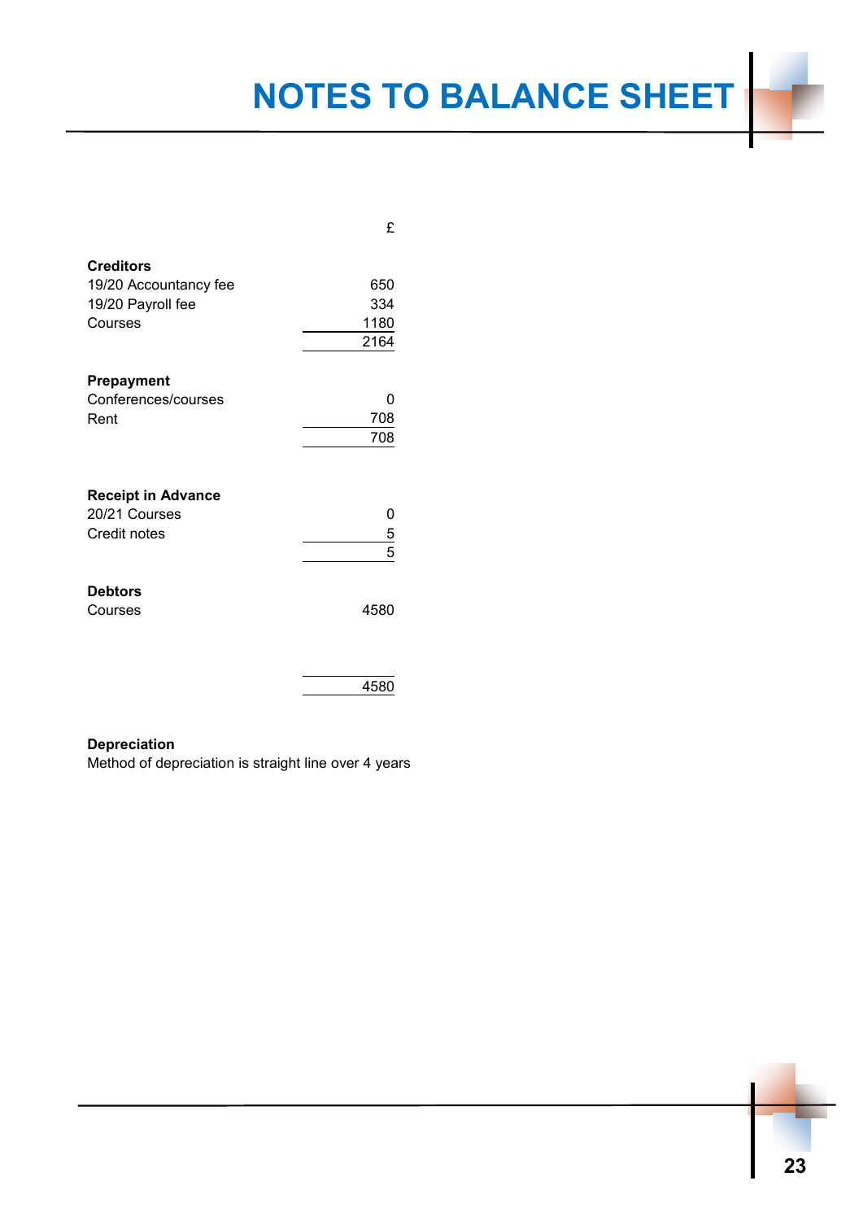# NOTES TO BALANCE SHEET

| | £ |
|---|---|
| **Creditors** | |
| 19/20 Accountancy fee | 650 |
| 19/20 Payroll fee | 334 |
| Courses | 1180 |
| | 2164 |
| **Prepayment** | |
| Conferences/courses | 0 |
| Rent | 708 |
| | 708 |
| **Receipt in Advance** | |
| 20/21 Courses | 0 |
| Credit notes | 5 |
| | 5 |
| **Debtors** | |
| Courses | 4580 |
| | 4580 |

**Depreciation**

Method of depreciation is straight line over 4 years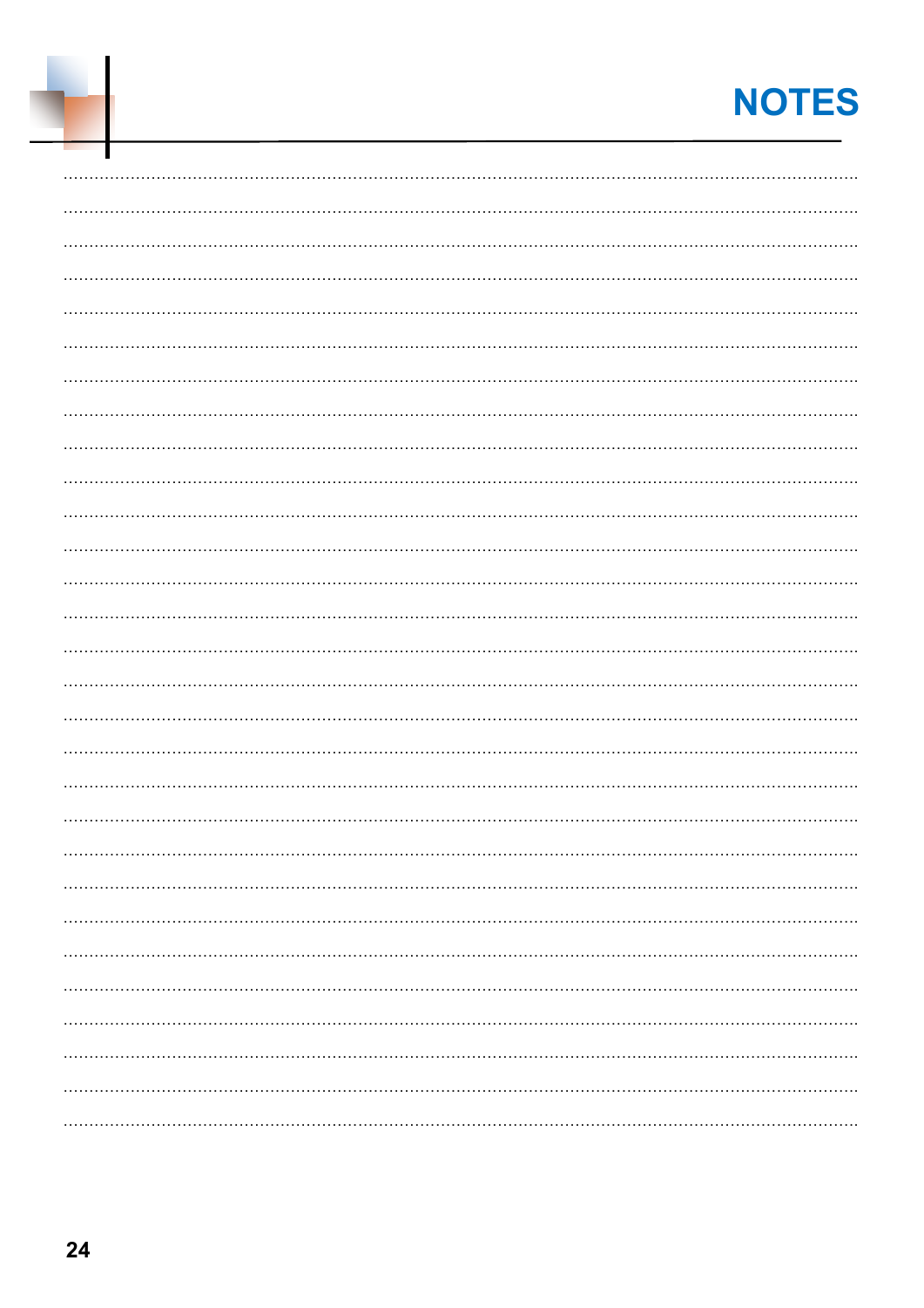# NOTES